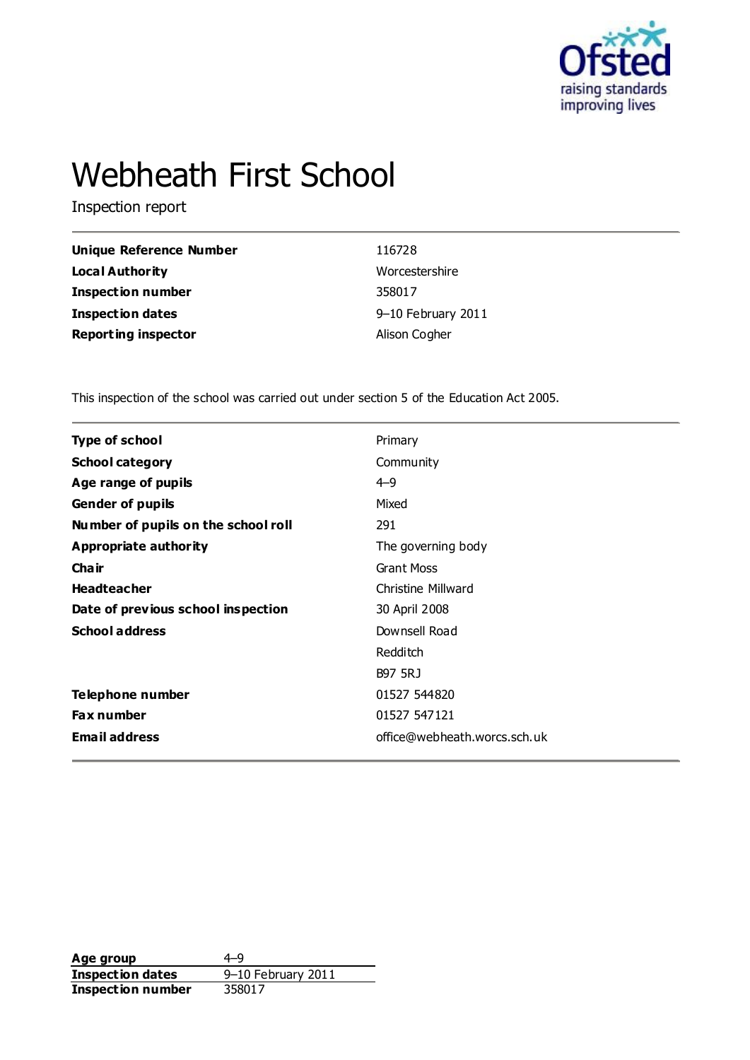# Webheath First School

Inspection report

| | |
|---|---|
| **Unique Reference Number** | 116728 |
| **Local Authority** | Worcestershire |
| **Inspection number** | 358017 |
| **Inspection dates** | 9–10 February 2011 |
| **Reporting inspector** | Alison Cogher |

This inspection of the school was carried out under section 5 of the Education Act 2005.

| | |
|---|---|
| **Type of school** | Primary |
| **School category** | Community |
| **Age range of pupils** | 4–9 |
| **Gender of pupils** | Mixed |
| **Number of pupils on the school roll** | 291 |
| **Appropriate authority** | The governing body |
| **Chair** | Grant Moss |
| **Headteacher** | Christine Millward |
| **Date of previous school inspection** | 30 April 2008 |
| **School address** | Downsell Road<br>Redditch<br>B97 5RJ |
| **Telephone number** | 01527 544820 |
| **Fax number** | 01527 547121 |
| **Email address** | office@webheath.worcs.sch.uk |

| | |
|---|---|
| **Age group** | 4–9 |
| **Inspection dates** | 9–10 February 2011 |
| **Inspection number** | 358017 |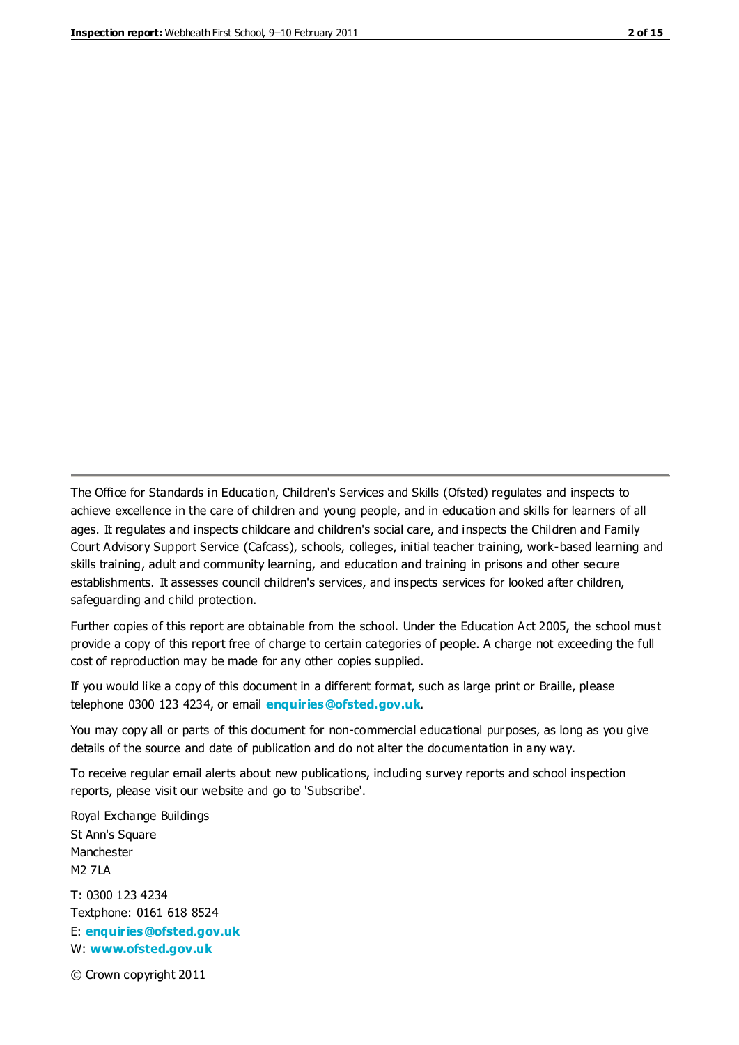The Office for Standards in Education, Children's Services and Skills (Ofsted) regulates and inspects to achieve excellence in the care of children and young people, and in education and skills for learners of all ages. It regulates and inspects childcare and children's social care, and inspects the Children and Family Court Advisory Support Service (Cafcass), schools, colleges, initial teacher training, work-based learning and skills training, adult and community learning, and education and training in prisons and other secure establishments. It assesses council children's services, and inspects services for looked after children, safeguarding and child protection.

Further copies of this report are obtainable from the school. Under the Education Act 2005, the school must provide a copy of this report free of charge to certain categories of people. A charge not exceeding the full cost of reproduction may be made for any other copies supplied.

If you would like a copy of this document in a different format, such as large print or Braille, please telephone 0300 123 4234, or email **enquiries@ofsted.gov.uk**.

You may copy all or parts of this document for non-commercial educational purposes, as long as you give details of the source and date of publication and do not alter the documentation in any way.

To receive regular email alerts about new publications, including survey reports and school inspection reports, please visit our website and go to 'Subscribe'.

Royal Exchange Buildings
St Ann's Square
Manchester
M2 7LA

T: 0300 123 4234
Textphone: 0161 618 8524
E: **enquiries@ofsted.gov.uk**
W: **www.ofsted.gov.uk**

© Crown copyright 2011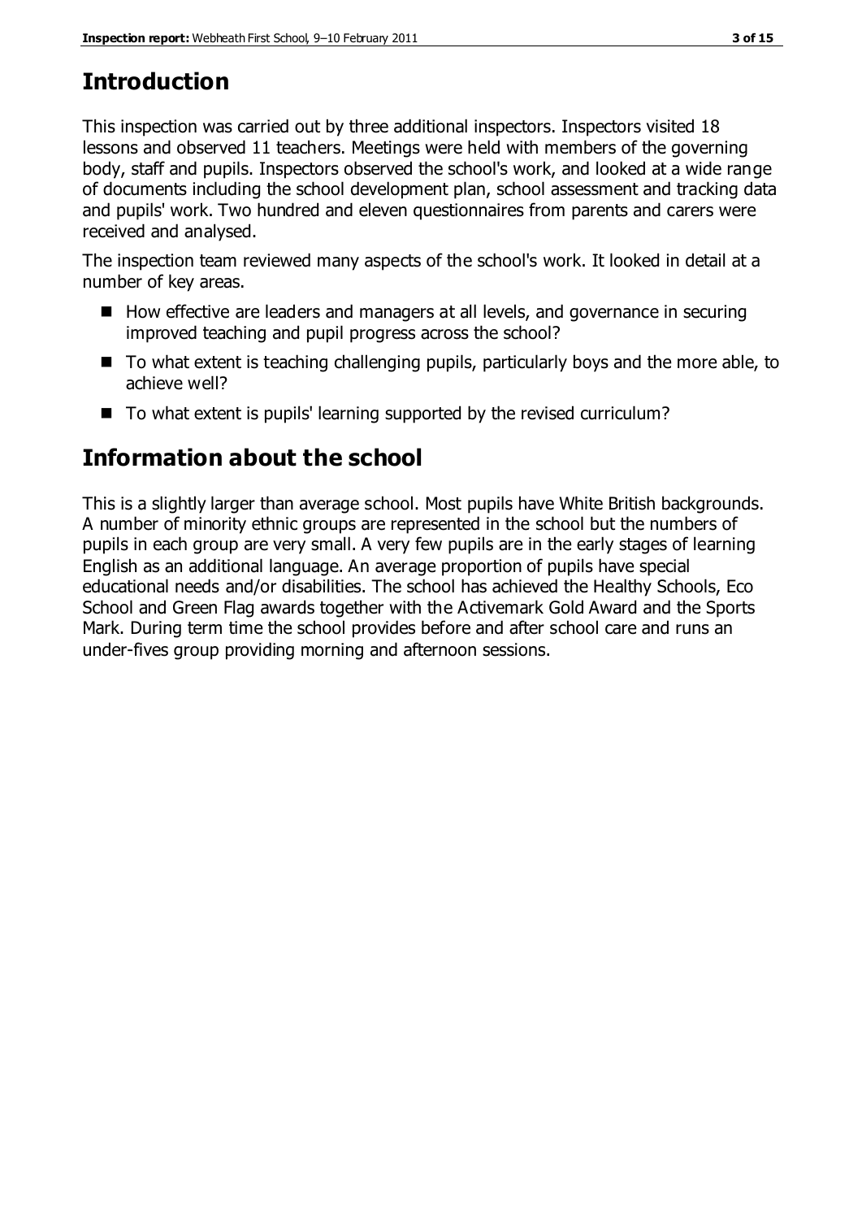## Introduction

This inspection was carried out by three additional inspectors. Inspectors visited 18 lessons and observed 11 teachers. Meetings were held with members of the governing body, staff and pupils. Inspectors observed the school's work, and looked at a wide range of documents including the school development plan, school assessment and tracking data and pupils' work. Two hundred and eleven questionnaires from parents and carers were received and analysed.

The inspection team reviewed many aspects of the school's work. It looked in detail at a number of key areas.

- How effective are leaders and managers at all levels, and governance in securing improved teaching and pupil progress across the school?
- To what extent is teaching challenging pupils, particularly boys and the more able, to achieve well?
- To what extent is pupils' learning supported by the revised curriculum?

## Information about the school

This is a slightly larger than average school. Most pupils have White British backgrounds. A number of minority ethnic groups are represented in the school but the numbers of pupils in each group are very small. A very few pupils are in the early stages of learning English as an additional language. An average proportion of pupils have special educational needs and/or disabilities. The school has achieved the Healthy Schools, Eco School and Green Flag awards together with the Activemark Gold Award and the Sports Mark. During term time the school provides before and after school care and runs an under-fives group providing morning and afternoon sessions.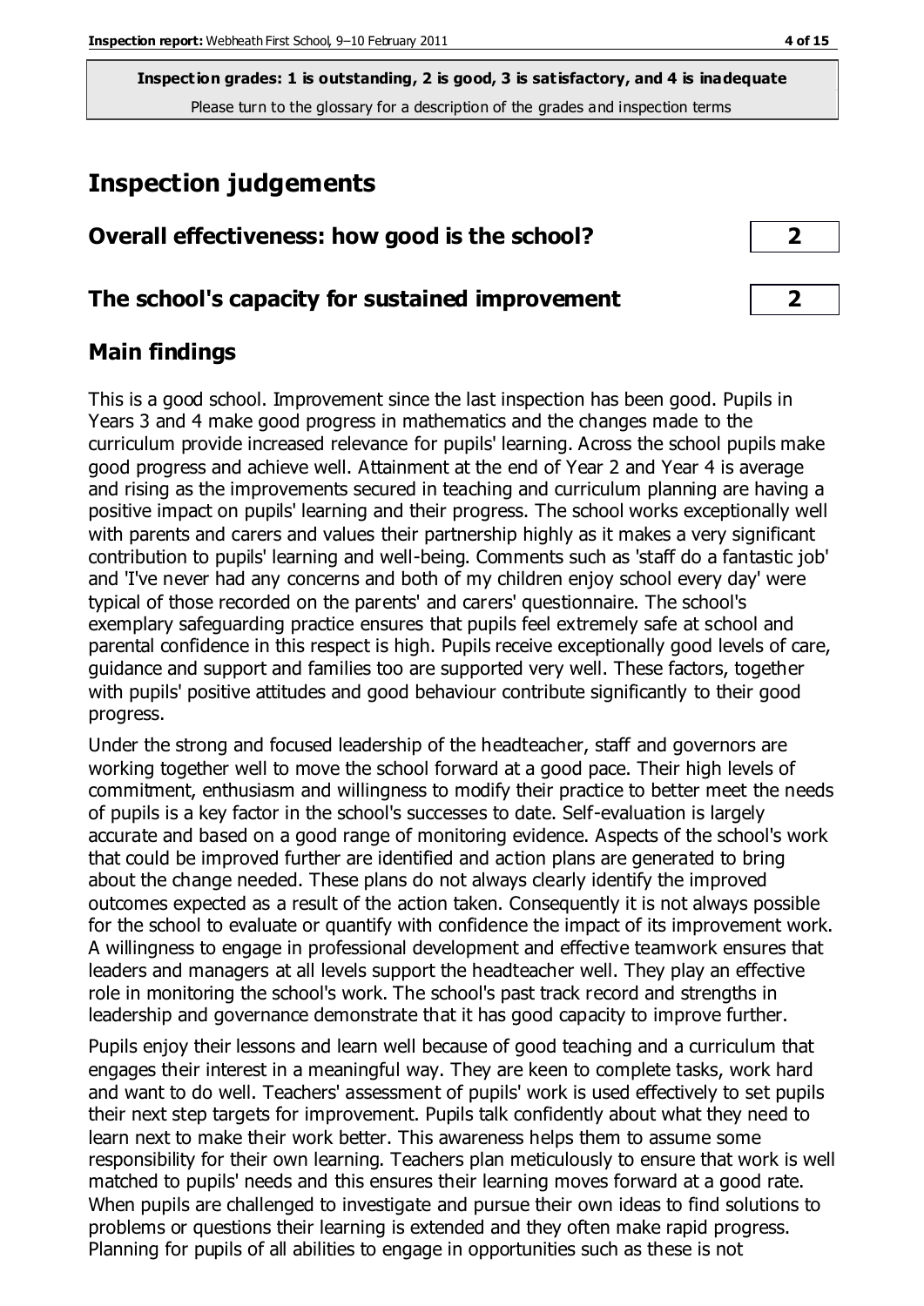**Inspection grades: 1 is outstanding, 2 is good, 3 is satisfactory, and 4 is inadequate**
Please turn to the glossary for a description of the grades and inspection terms

# Inspection judgements

| Overall effectiveness: how good is the school? | 2 |
|---|---|
| The school's capacity for sustained improvement | 2 |

## Main findings

This is a good school. Improvement since the last inspection has been good. Pupils in Years 3 and 4 make good progress in mathematics and the changes made to the curriculum provide increased relevance for pupils' learning. Across the school pupils make good progress and achieve well. Attainment at the end of Year 2 and Year 4 is average and rising as the improvements secured in teaching and curriculum planning are having a positive impact on pupils' learning and their progress. The school works exceptionally well with parents and carers and values their partnership highly as it makes a very significant contribution to pupils' learning and well-being. Comments such as 'staff do a fantastic job' and 'I've never had any concerns and both of my children enjoy school every day' were typical of those recorded on the parents' and carers' questionnaire. The school's exemplary safeguarding practice ensures that pupils feel extremely safe at school and parental confidence in this respect is high. Pupils receive exceptionally good levels of care, guidance and support and families too are supported very well. These factors, together with pupils' positive attitudes and good behaviour contribute significantly to their good progress.

Under the strong and focused leadership of the headteacher, staff and governors are working together well to move the school forward at a good pace. Their high levels of commitment, enthusiasm and willingness to modify their practice to better meet the needs of pupils is a key factor in the school's successes to date. Self-evaluation is largely accurate and based on a good range of monitoring evidence. Aspects of the school's work that could be improved further are identified and action plans are generated to bring about the change needed. These plans do not always clearly identify the improved outcomes expected as a result of the action taken. Consequently it is not always possible for the school to evaluate or quantify with confidence the impact of its improvement work. A willingness to engage in professional development and effective teamwork ensures that leaders and managers at all levels support the headteacher well. They play an effective role in monitoring the school's work. The school's past track record and strengths in leadership and governance demonstrate that it has good capacity to improve further.

Pupils enjoy their lessons and learn well because of good teaching and a curriculum that engages their interest in a meaningful way. They are keen to complete tasks, work hard and want to do well. Teachers' assessment of pupils' work is used effectively to set pupils their next step targets for improvement. Pupils talk confidently about what they need to learn next to make their work better. This awareness helps them to assume some responsibility for their own learning. Teachers plan meticulously to ensure that work is well matched to pupils' needs and this ensures their learning moves forward at a good rate. When pupils are challenged to investigate and pursue their own ideas to find solutions to problems or questions their learning is extended and they often make rapid progress. Planning for pupils of all abilities to engage in opportunities such as these is not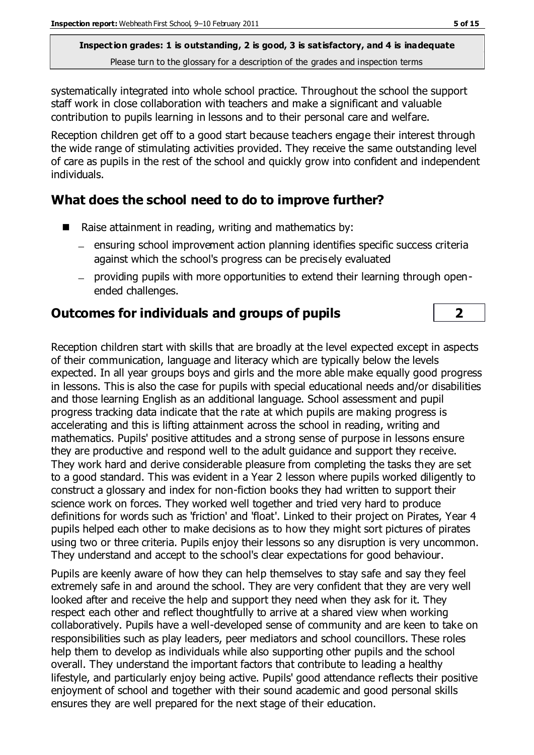systematically integrated into whole school practice. Throughout the school the support staff work in close collaboration with teachers and make a significant and valuable contribution to pupils learning in lessons and to their personal care and welfare.

Reception children get off to a good start because teachers engage their interest through the wide range of stimulating activities provided. They receive the same outstanding level of care as pupils in the rest of the school and quickly grow into confident and independent individuals.

## What does the school need to do to improve further?

- Raise attainment in reading, writing and mathematics by:
  - ensuring school improvement action planning identifies specific success criteria against which the school's progress can be precisely evaluated
  - providing pupils with more opportunities to extend their learning through open-ended challenges.

## Outcomes for individuals and groups of pupils | 2

Reception children start with skills that are broadly at the level expected except in aspects of their communication, language and literacy which are typically below the levels expected. In all year groups boys and girls and the more able make equally good progress in lessons. This is also the case for pupils with special educational needs and/or disabilities and those learning English as an additional language. School assessment and pupil progress tracking data indicate that the rate at which pupils are making progress is accelerating and this is lifting attainment across the school in reading, writing and mathematics. Pupils' positive attitudes and a strong sense of purpose in lessons ensure they are productive and respond well to the adult guidance and support they receive. They work hard and derive considerable pleasure from completing the tasks they are set to a good standard. This was evident in a Year 2 lesson where pupils worked diligently to construct a glossary and index for non-fiction books they had written to support their science work on forces. They worked well together and tried very hard to produce definitions for words such as 'friction' and 'float'. Linked to their project on Pirates, Year 4 pupils helped each other to make decisions as to how they might sort pictures of pirates using two or three criteria. Pupils enjoy their lessons so any disruption is very uncommon. They understand and accept to the school's clear expectations for good behaviour.

Pupils are keenly aware of how they can help themselves to stay safe and say they feel extremely safe in and around the school. They are very confident that they are very well looked after and receive the help and support they need when they ask for it. They respect each other and reflect thoughtfully to arrive at a shared view when working collaboratively. Pupils have a well-developed sense of community and are keen to take on responsibilities such as play leaders, peer mediators and school councillors. These roles help them to develop as individuals while also supporting other pupils and the school overall. They understand the important factors that contribute to leading a healthy lifestyle, and particularly enjoy being active. Pupils' good attendance reflects their positive enjoyment of school and together with their sound academic and good personal skills ensures they are well prepared for the next stage of their education.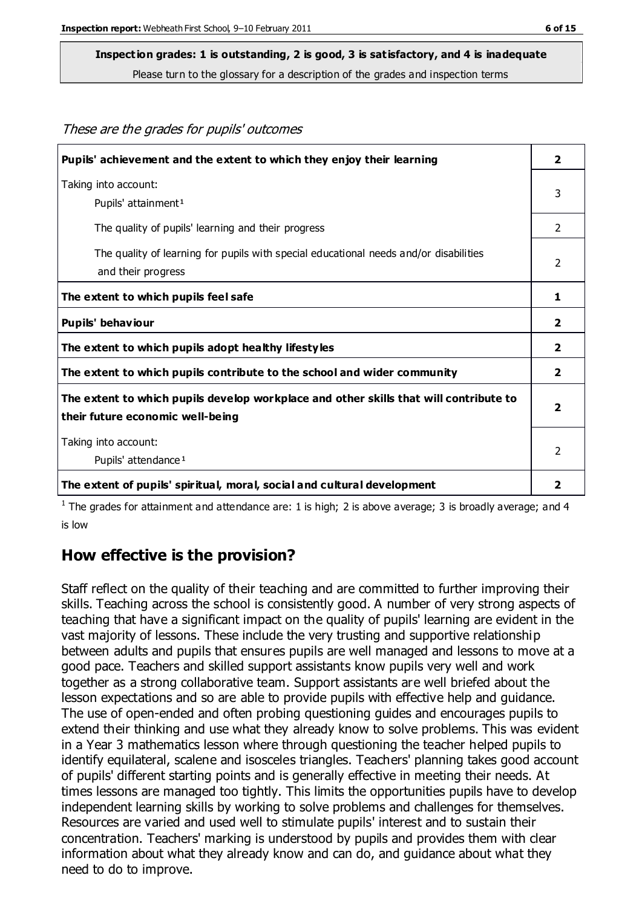**Inspection grades: 1 is outstanding, 2 is good, 3 is satisfactory, and 4 is inadequate**

Please turn to the glossary for a description of the grades and inspection terms

*These are the grades for pupils' outcomes*

| | |
|---|---|
| **Pupils' achievement and the extent to which they enjoy their learning** | **2** |
| Taking into account: Pupils' attainment[1] | 3 |
| The quality of pupils' learning and their progress | 2 |
| The quality of learning for pupils with special educational needs and/or disabilities and their progress | 2 |
| **The extent to which pupils feel safe** | **1** |
| **Pupils' behaviour** | **2** |
| **The extent to which pupils adopt healthy lifestyles** | **2** |
| **The extent to which pupils contribute to the school and wider community** | **2** |
| **The extent to which pupils develop workplace and other skills that will contribute to their future economic well-being** | **2** |
| Taking into account: Pupils' attendance[1] | 2 |
| **The extent of pupils' spiritual, moral, social and cultural development** | **2** |

[1] The grades for attainment and attendance are: 1 is high; 2 is above average; 3 is broadly average; and 4 is low

## How effective is the provision?

Staff reflect on the quality of their teaching and are committed to further improving their skills. Teaching across the school is consistently good. A number of very strong aspects of teaching that have a significant impact on the quality of pupils' learning are evident in the vast majority of lessons. These include the very trusting and supportive relationship between adults and pupils that ensures pupils are well managed and lessons to move at a good pace. Teachers and skilled support assistants know pupils very well and work together as a strong collaborative team. Support assistants are well briefed about the lesson expectations and so are able to provide pupils with effective help and guidance. The use of open-ended and often probing questioning guides and encourages pupils to extend their thinking and use what they already know to solve problems. This was evident in a Year 3 mathematics lesson where through questioning the teacher helped pupils to identify equilateral, scalene and isosceles triangles. Teachers' planning takes good account of pupils' different starting points and is generally effective in meeting their needs. At times lessons are managed too tightly. This limits the opportunities pupils have to develop independent learning skills by working to solve problems and challenges for themselves. Resources are varied and used well to stimulate pupils' interest and to sustain their concentration. Teachers' marking is understood by pupils and provides them with clear information about what they already know and can do, and guidance about what they need to do to improve.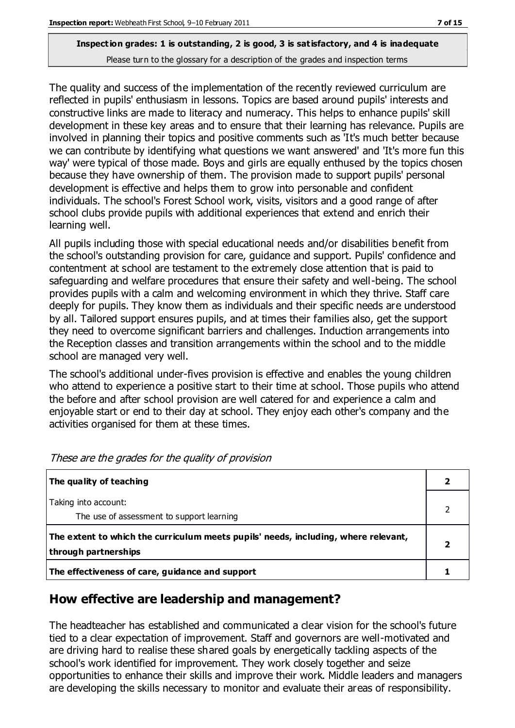**Inspection grades: 1 is outstanding, 2 is good, 3 is satisfactory, and 4 is inadequate**
Please turn to the glossary for a description of the grades and inspection terms

The quality and success of the implementation of the recently reviewed curriculum are reflected in pupils' enthusiasm in lessons. Topics are based around pupils' interests and constructive links are made to literacy and numeracy. This helps to enhance pupils' skill development in these key areas and to ensure that their learning has relevance. Pupils are involved in planning their topics and positive comments such as 'It's much better because we can contribute by identifying what questions we want answered' and 'It's more fun this way' were typical of those made. Boys and girls are equally enthused by the topics chosen because they have ownership of them. The provision made to support pupils' personal development is effective and helps them to grow into personable and confident individuals. The school's Forest School work, visits, visitors and a good range of after school clubs provide pupils with additional experiences that extend and enrich their learning well.

All pupils including those with special educational needs and/or disabilities benefit from the school's outstanding provision for care, guidance and support. Pupils' confidence and contentment at school are testament to the extremely close attention that is paid to safeguarding and welfare procedures that ensure their safety and well-being. The school provides pupils with a calm and welcoming environment in which they thrive. Staff care deeply for pupils. They know them as individuals and their specific needs are understood by all. Tailored support ensures pupils, and at times their families also, get the support they need to overcome significant barriers and challenges. Induction arrangements into the Reception classes and transition arrangements within the school and to the middle school are managed very well.

The school's additional under-fives provision is effective and enables the young children who attend to experience a positive start to their time at school. Those pupils who attend the before and after school provision are well catered for and experience a calm and enjoyable start or end to their day at school. They enjoy each other's company and the activities organised for them at these times.

*These are the grades for the quality of provision*

| | |
|---|---|
| **The quality of teaching** | **2** |
| Taking into account:<br>The use of assessment to support learning | 2 |
| **The extent to which the curriculum meets pupils' needs, including, where relevant, through partnerships** | **2** |
| **The effectiveness of care, guidance and support** | **1** |

## How effective are leadership and management?

The headteacher has established and communicated a clear vision for the school's future tied to a clear expectation of improvement. Staff and governors are well-motivated and are driving hard to realise these shared goals by energetically tackling aspects of the school's work identified for improvement. They work closely together and seize opportunities to enhance their skills and improve their work. Middle leaders and managers are developing the skills necessary to monitor and evaluate their areas of responsibility.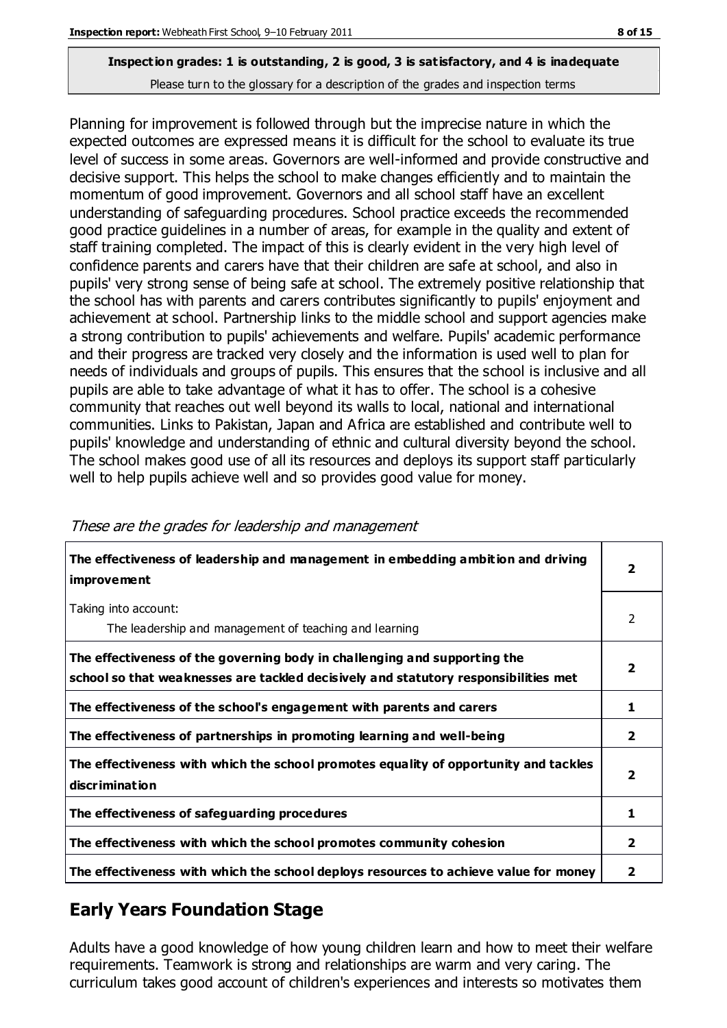**Inspection grades: 1 is outstanding, 2 is good, 3 is satisfactory, and 4 is inadequate**
Please turn to the glossary for a description of the grades and inspection terms

Planning for improvement is followed through but the imprecise nature in which the expected outcomes are expressed means it is difficult for the school to evaluate its true level of success in some areas. Governors are well-informed and provide constructive and decisive support. This helps the school to make changes efficiently and to maintain the momentum of good improvement. Governors and all school staff have an excellent understanding of safeguarding procedures. School practice exceeds the recommended good practice guidelines in a number of areas, for example in the quality and extent of staff training completed. The impact of this is clearly evident in the very high level of confidence parents and carers have that their children are safe at school, and also in pupils' very strong sense of being safe at school. The extremely positive relationship that the school has with parents and carers contributes significantly to pupils' enjoyment and achievement at school. Partnership links to the middle school and support agencies make a strong contribution to pupils' achievements and welfare. Pupils' academic performance and their progress are tracked very closely and the information is used well to plan for needs of individuals and groups of pupils. This ensures that the school is inclusive and all pupils are able to take advantage of what it has to offer. The school is a cohesive community that reaches out well beyond its walls to local, national and international communities. Links to Pakistan, Japan and Africa are established and contribute well to pupils' knowledge and understanding of ethnic and cultural diversity beyond the school. The school makes good use of all its resources and deploys its support staff particularly well to help pupils achieve well and so provides good value for money.

*These are the grades for leadership and management*

| | |
|---|---|
| **The effectiveness of leadership and management in embedding ambition and driving improvement** | **2** |
| Taking into account:<br>The leadership and management of teaching and learning | 2 |
| **The effectiveness of the governing body in challenging and supporting the school so that weaknesses are tackled decisively and statutory responsibilities met** | **2** |
| **The effectiveness of the school's engagement with parents and carers** | **1** |
| **The effectiveness of partnerships in promoting learning and well-being** | **2** |
| **The effectiveness with which the school promotes equality of opportunity and tackles discrimination** | **2** |
| **The effectiveness of safeguarding procedures** | **1** |
| **The effectiveness with which the school promotes community cohesion** | **2** |
| **The effectiveness with which the school deploys resources to achieve value for money** | **2** |

## Early Years Foundation Stage

Adults have a good knowledge of how young children learn and how to meet their welfare requirements. Teamwork is strong and relationships are warm and very caring. The curriculum takes good account of children's experiences and interests so motivates them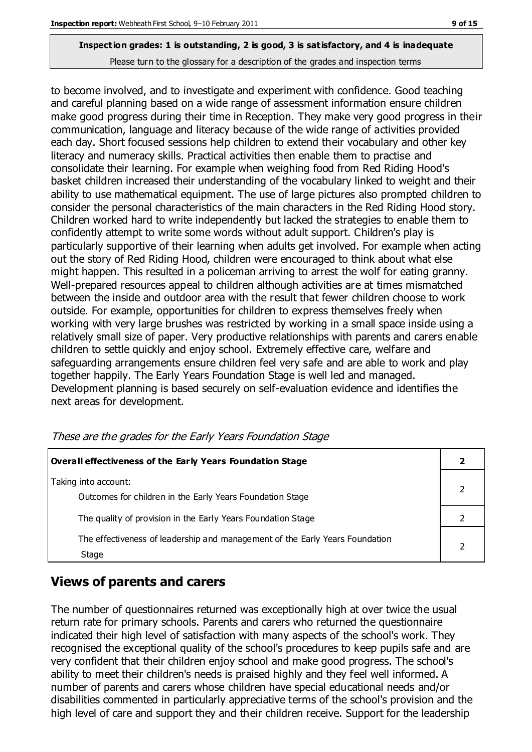**Inspection grades: 1 is outstanding, 2 is good, 3 is satisfactory, and 4 is inadequate**
Please turn to the glossary for a description of the grades and inspection terms

to become involved, and to investigate and experiment with confidence. Good teaching and careful planning based on a wide range of assessment information ensure children make good progress during their time in Reception. They make very good progress in their communication, language and literacy because of the wide range of activities provided each day. Short focused sessions help children to extend their vocabulary and other key literacy and numeracy skills. Practical activities then enable them to practise and consolidate their learning. For example when weighing food from Red Riding Hood's basket children increased their understanding of the vocabulary linked to weight and their ability to use mathematical equipment. The use of large pictures also prompted children to consider the personal characteristics of the main characters in the Red Riding Hood story. Children worked hard to write independently but lacked the strategies to enable them to confidently attempt to write some words without adult support. Children's play is particularly supportive of their learning when adults get involved. For example when acting out the story of Red Riding Hood, children were encouraged to think about what else might happen. This resulted in a policeman arriving to arrest the wolf for eating granny. Well-prepared resources appeal to children although activities are at times mismatched between the inside and outdoor area with the result that fewer children choose to work outside. For example, opportunities for children to express themselves freely when working with very large brushes was restricted by working in a small space inside using a relatively small size of paper. Very productive relationships with parents and carers enable children to settle quickly and enjoy school. Extremely effective care, welfare and safeguarding arrangements ensure children feel very safe and are able to work and play together happily. The Early Years Foundation Stage is well led and managed. Development planning is based securely on self-evaluation evidence and identifies the next areas for development.

*These are the grades for the Early Years Foundation Stage*

| **Overall effectiveness of the Early Years Foundation Stage** | **2** |
|---|---|
| Taking into account:<br>Outcomes for children in the Early Years Foundation Stage | 2 |
| The quality of provision in the Early Years Foundation Stage | 2 |
| The effectiveness of leadership and management of the Early Years Foundation Stage | 2 |

## Views of parents and carers

The number of questionnaires returned was exceptionally high at over twice the usual return rate for primary schools. Parents and carers who returned the questionnaire indicated their high level of satisfaction with many aspects of the school's work. They recognised the exceptional quality of the school's procedures to keep pupils safe and are very confident that their children enjoy school and make good progress. The school's ability to meet their children's needs is praised highly and they feel well informed. A number of parents and carers whose children have special educational needs and/or disabilities commented in particularly appreciative terms of the school's provision and the high level of care and support they and their children receive. Support for the leadership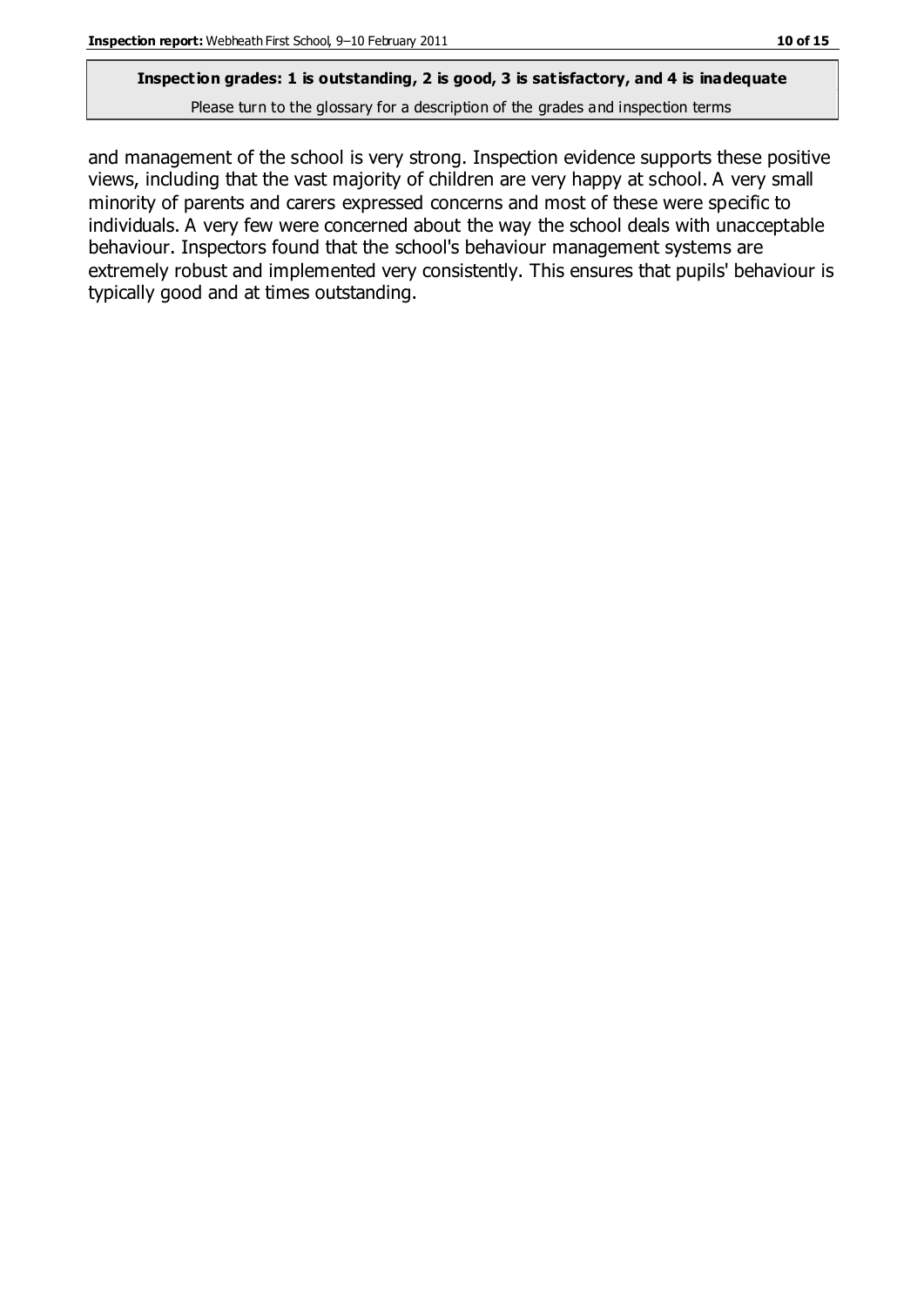**Inspection grades: 1 is outstanding, 2 is good, 3 is satisfactory, and 4 is inadequate**

Please turn to the glossary for a description of the grades and inspection terms

and management of the school is very strong. Inspection evidence supports these positive views, including that the vast majority of children are very happy at school. A very small minority of parents and carers expressed concerns and most of these were specific to individuals. A very few were concerned about the way the school deals with unacceptable behaviour. Inspectors found that the school's behaviour management systems are extremely robust and implemented very consistently. This ensures that pupils' behaviour is typically good and at times outstanding.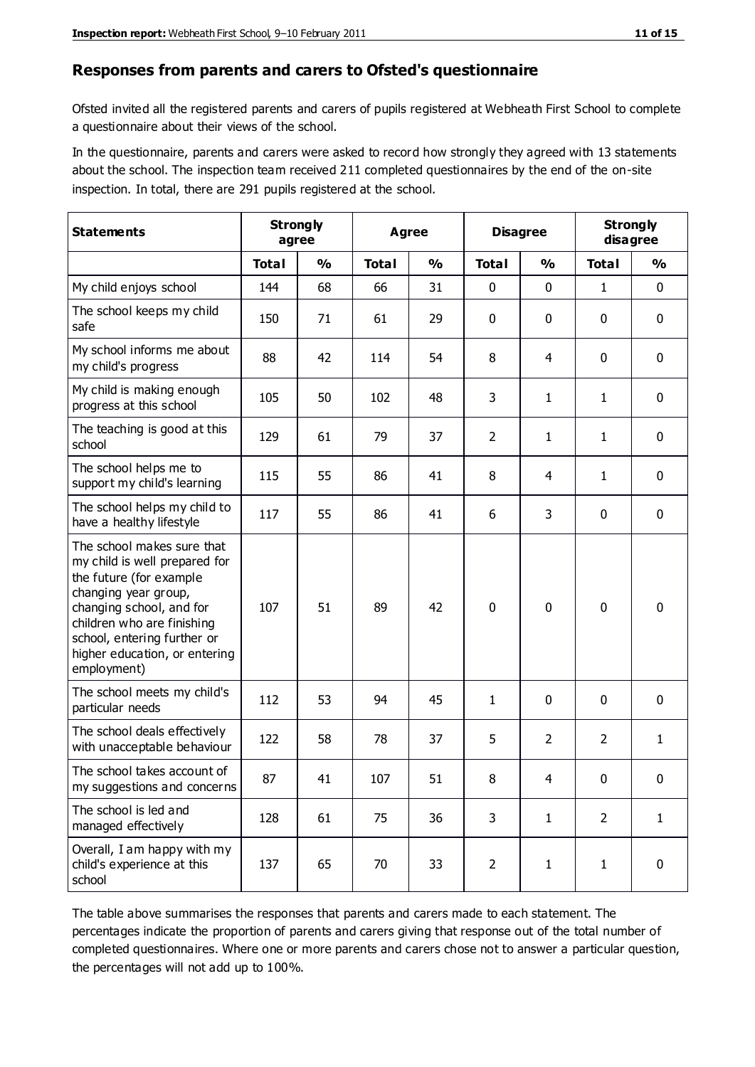## Responses from parents and carers to Ofsted's questionnaire

Ofsted invited all the registered parents and carers of pupils registered at Webheath First School to complete a questionnaire about their views of the school.

In the questionnaire, parents and carers were asked to record how strongly they agreed with 13 statements about the school. The inspection team received 211 completed questionnaires by the end of the on-site inspection. In total, there are 291 pupils registered at the school.

| Statements | Strongly agree | | Agree | | Disagree | | Strongly disagree | |
|---|---|---|---|---|---|---|---|---|
| | Total | % | Total | % | Total | % | Total | % |
| My child enjoys school | 144 | 68 | 66 | 31 | 0 | 0 | 1 | 0 |
| The school keeps my child safe | 150 | 71 | 61 | 29 | 0 | 0 | 0 | 0 |
| My school informs me about my child's progress | 88 | 42 | 114 | 54 | 8 | 4 | 0 | 0 |
| My child is making enough progress at this school | 105 | 50 | 102 | 48 | 3 | 1 | 1 | 0 |
| The teaching is good at this school | 129 | 61 | 79 | 37 | 2 | 1 | 1 | 0 |
| The school helps me to support my child's learning | 115 | 55 | 86 | 41 | 8 | 4 | 1 | 0 |
| The school helps my child to have a healthy lifestyle | 117 | 55 | 86 | 41 | 6 | 3 | 0 | 0 |
| The school makes sure that my child is well prepared for the future (for example changing year group, changing school, and for children who are finishing school, entering further or higher education, or entering employment) | 107 | 51 | 89 | 42 | 0 | 0 | 0 | 0 |
| The school meets my child's particular needs | 112 | 53 | 94 | 45 | 1 | 0 | 0 | 0 |
| The school deals effectively with unacceptable behaviour | 122 | 58 | 78 | 37 | 5 | 2 | 2 | 1 |
| The school takes account of my suggestions and concerns | 87 | 41 | 107 | 51 | 8 | 4 | 0 | 0 |
| The school is led and managed effectively | 128 | 61 | 75 | 36 | 3 | 1 | 2 | 1 |
| Overall, I am happy with my child's experience at this school | 137 | 65 | 70 | 33 | 2 | 1 | 1 | 0 |

The table above summarises the responses that parents and carers made to each statement. The percentages indicate the proportion of parents and carers giving that response out of the total number of completed questionnaires. Where one or more parents and carers chose not to answer a particular question, the percentages will not add up to 100%.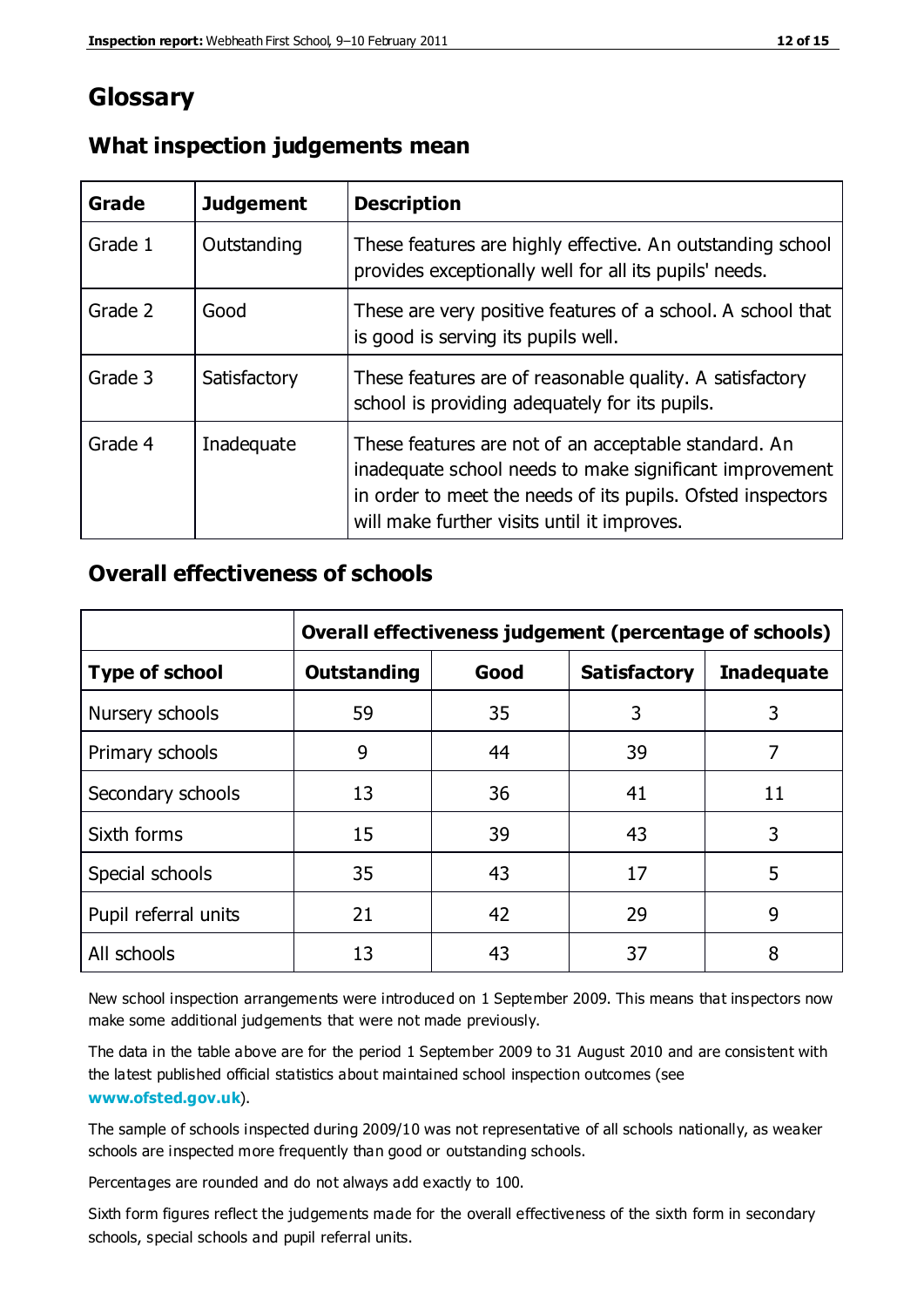## Glossary

### What inspection judgements mean

| Grade | Judgement | Description |
|---|---|---|
| Grade 1 | Outstanding | These features are highly effective. An outstanding school provides exceptionally well for all its pupils' needs. |
| Grade 2 | Good | These are very positive features of a school. A school that is good is serving its pupils well. |
| Grade 3 | Satisfactory | These features are of reasonable quality. A satisfactory school is providing adequately for its pupils. |
| Grade 4 | Inadequate | These features are not of an acceptable standard. An inadequate school needs to make significant improvement in order to meet the needs of its pupils. Ofsted inspectors will make further visits until it improves. |

### Overall effectiveness of schools

| | Overall effectiveness judgement (percentage of schools) | | | |
|---|---|---|---|---|
| **Type of school** | **Outstanding** | **Good** | **Satisfactory** | **Inadequate** |
| Nursery schools | 59 | 35 | 3 | 3 |
| Primary schools | 9 | 44 | 39 | 7 |
| Secondary schools | 13 | 36 | 41 | 11 |
| Sixth forms | 15 | 39 | 43 | 3 |
| Special schools | 35 | 43 | 17 | 5 |
| Pupil referral units | 21 | 42 | 29 | 9 |
| All schools | 13 | 43 | 37 | 8 |

New school inspection arrangements were introduced on 1 September 2009. This means that inspectors now make some additional judgements that were not made previously.

The data in the table above are for the period 1 September 2009 to 31 August 2010 and are consistent with the latest published official statistics about maintained school inspection outcomes (see **www.ofsted.gov.uk**).

The sample of schools inspected during 2009/10 was not representative of all schools nationally, as weaker schools are inspected more frequently than good or outstanding schools.

Percentages are rounded and do not always add exactly to 100.

Sixth form figures reflect the judgements made for the overall effectiveness of the sixth form in secondary schools, special schools and pupil referral units.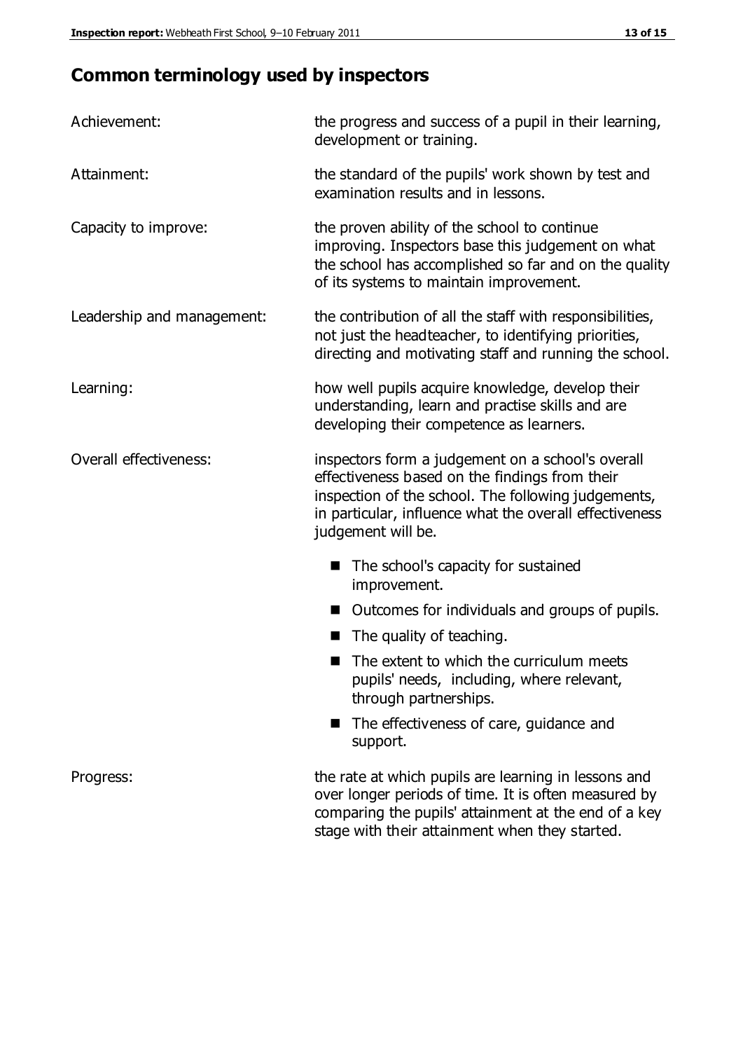# Common terminology used by inspectors

| | |
|---|---|
| Achievement: | the progress and success of a pupil in their learning, development or training. |
| Attainment: | the standard of the pupils' work shown by test and examination results and in lessons. |
| Capacity to improve: | the proven ability of the school to continue improving. Inspectors base this judgement on what the school has accomplished so far and on the quality of its systems to maintain improvement. |
| Leadership and management: | the contribution of all the staff with responsibilities, not just the headteacher, to identifying priorities, directing and motivating staff and running the school. |
| Learning: | how well pupils acquire knowledge, develop their understanding, learn and practise skills and are developing their competence as learners. |
| Overall effectiveness: | inspectors form a judgement on a school's overall effectiveness based on the findings from their inspection of the school. The following judgements, in particular, influence what the overall effectiveness judgement will be. |

- The school's capacity for sustained improvement.
- Outcomes for individuals and groups of pupils.
- The quality of teaching.
- The extent to which the curriculum meets pupils' needs, including, where relevant, through partnerships.
- The effectiveness of care, guidance and support.

| | |
|---|---|
| Progress: | the rate at which pupils are learning in lessons and over longer periods of time. It is often measured by comparing the pupils' attainment at the end of a key stage with their attainment when they started. |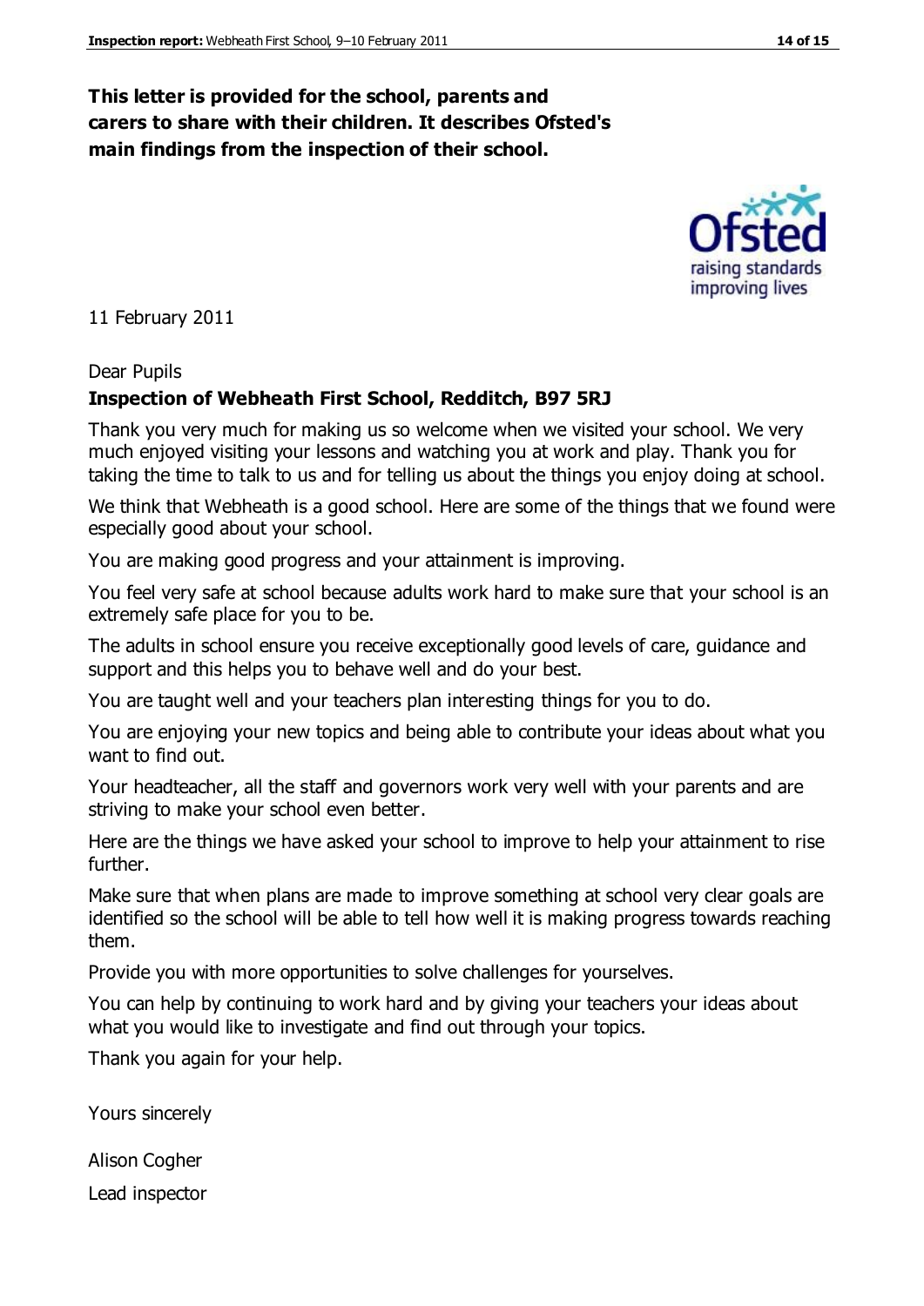**This letter is provided for the school, parents and carers to share with their children. It describes Ofsted's main findings from the inspection of their school.**

11 February 2011

Dear Pupils

**Inspection of Webheath First School, Redditch, B97 5RJ**

Thank you very much for making us so welcome when we visited your school. We very much enjoyed visiting your lessons and watching you at work and play. Thank you for taking the time to talk to us and for telling us about the things you enjoy doing at school.

We think that Webheath is a good school. Here are some of the things that we found were especially good about your school.

You are making good progress and your attainment is improving.

You feel very safe at school because adults work hard to make sure that your school is an extremely safe place for you to be.

The adults in school ensure you receive exceptionally good levels of care, guidance and support and this helps you to behave well and do your best.

You are taught well and your teachers plan interesting things for you to do.

You are enjoying your new topics and being able to contribute your ideas about what you want to find out.

Your headteacher, all the staff and governors work very well with your parents and are striving to make your school even better.

Here are the things we have asked your school to improve to help your attainment to rise further.

Make sure that when plans are made to improve something at school very clear goals are identified so the school will be able to tell how well it is making progress towards reaching them.

Provide you with more opportunities to solve challenges for yourselves.

You can help by continuing to work hard and by giving your teachers your ideas about what you would like to investigate and find out through your topics.

Thank you again for your help.

Yours sincerely

Alison Cogher

Lead inspector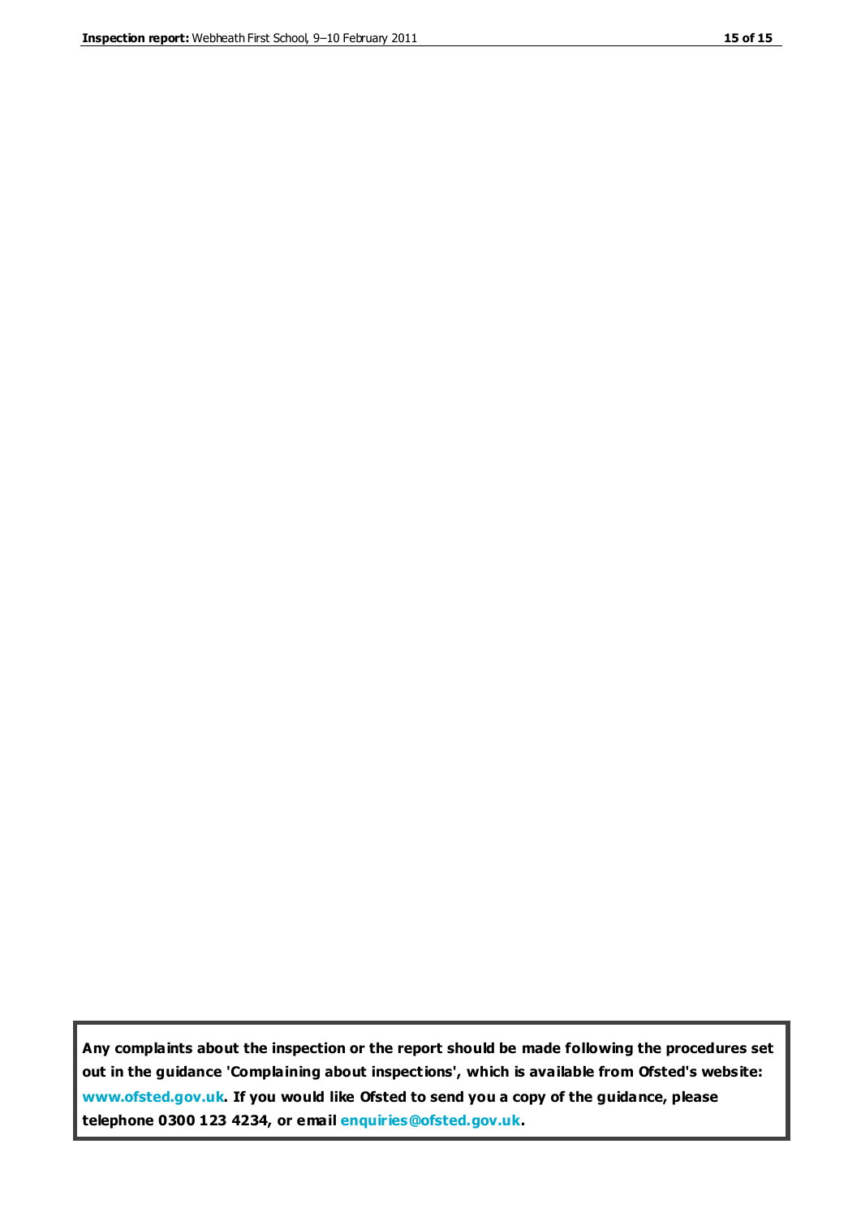**Any complaints about the inspection or the report should be made following the procedures set out in the guidance 'Complaining about inspections', which is available from Ofsted's website: www.ofsted.gov.uk. If you would like Ofsted to send you a copy of the guidance, please telephone 0300 123 4234, or email enquiries@ofsted.gov.uk.**